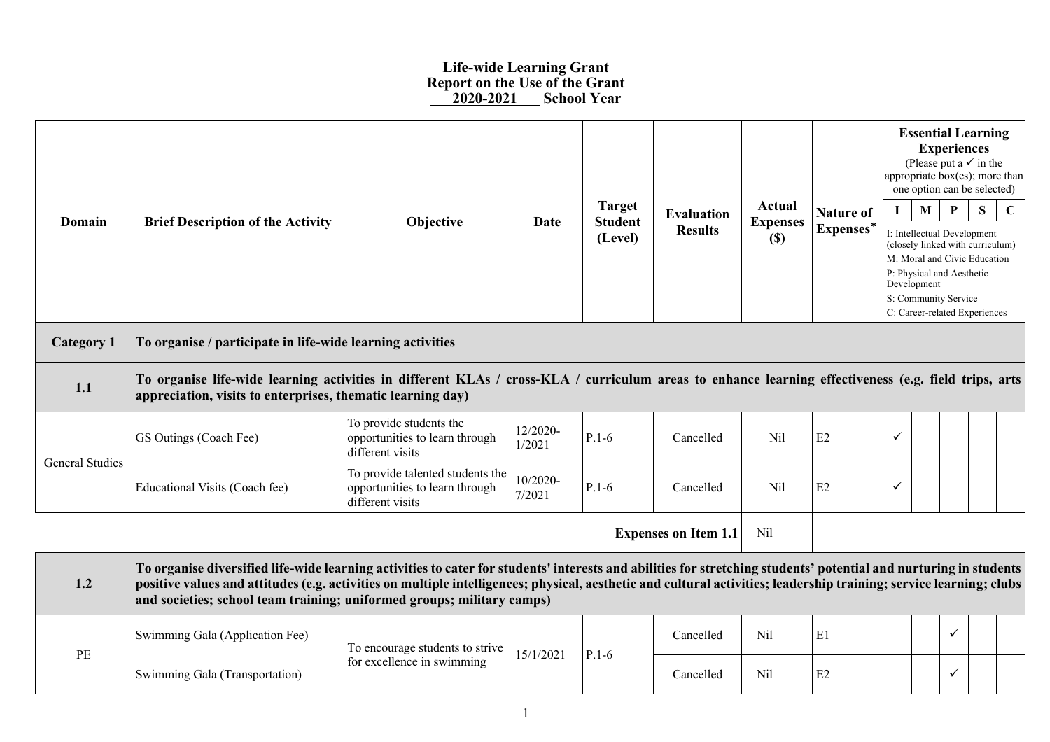# Life-wide Learning Grant
## Report on the Use of the Grant
## 2020-2021 School Year

| Domain | Brief Description of the Activity | Objective | Date | Target Student (Level) | Evaluation Results | Actual Expenses ($) | Nature of Expenses* | Essential Learning Experiences (Please put a ✓ in the appropriate box(es); more than one option can be selected) | | | | |
|---|---|---|---|---|---|---|---|---|---|---|---|---|
| | | | | | | | | I | M | P | S | C |
| | | | | | | | | I: Intellectual Development (closely linked with curriculum) M: Moral and Civic Education P: Physical and Aesthetic Development S: Community Service C: Career-related Experiences | | | | |
| **Category 1** | **To organise / participate in life-wide learning activities** | | | | | | | | | | | |
| **1.1** | **To organise life-wide learning activities in different KLAs / cross-KLA / curriculum areas to enhance learning effectiveness (e.g. field trips, arts appreciation, visits to enterprises, thematic learning day)** | | | | | | | | | | | |
| General Studies | GS Outings (Coach Fee) | To provide students the opportunities to learn through different visits | 12/2020-1/2021 | P.1-6 | Cancelled | Nil | E2 | ✓ | | | | |
| | Educational Visits (Coach fee) | To provide talented students the opportunities to learn through different visits | 10/2020-7/2021 | P.1-6 | Cancelled | Nil | E2 | ✓ | | | | |
| | | | | | **Expenses on Item 1.1** | Nil | | | | | | |
| **1.2** | **To organise diversified life-wide learning activities to cater for students' interests and abilities for stretching students' potential and nurturing in students positive values and attitudes (e.g. activities on multiple intelligences; physical, aesthetic and cultural activities; leadership training; service learning; clubs and societies; school team training; uniformed groups; military camps)** | | | | | | | | | | | |
| PE | Swimming Gala (Application Fee) | To encourage students to strive for excellence in swimming | 15/1/2021 | P.1-6 | Cancelled | Nil | E1 | | | ✓ | | |
| | Swimming Gala (Transportation) | | | | Cancelled | Nil | E2 | | | ✓ | | |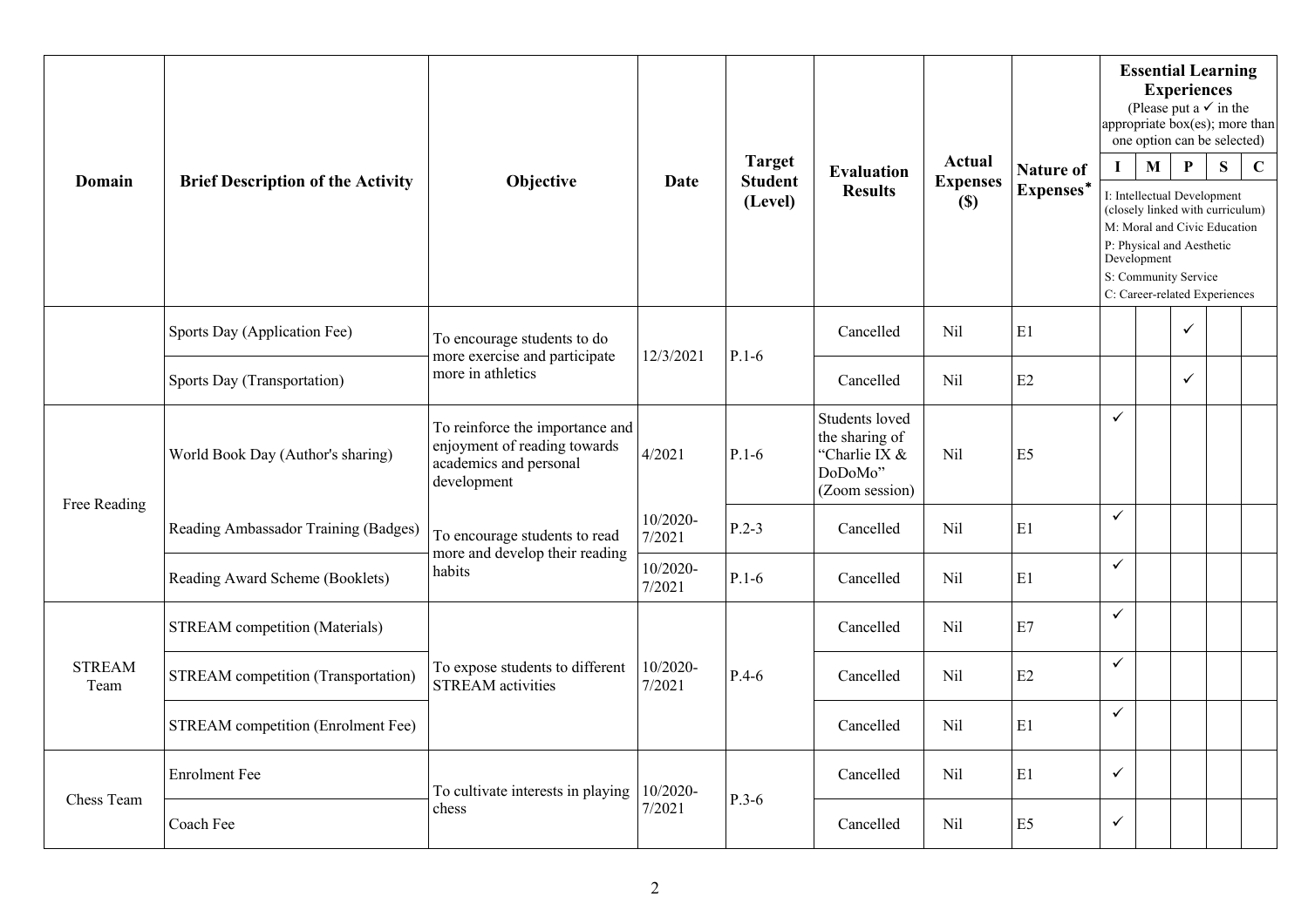| Domain | Brief Description of the Activity | Objective | Date | Target Student (Level) | Evaluation Results | Actual Expenses ($) | Nature of Expenses* | Essential Learning Experiences (Please put a ✓ in the appropriate box(es); more than one option can be selected) | | | | |
|---|---|---|---|---|---|---|---|---|---|---|---|---|
| | | | | | | | | I | M | P | S | C |
| | | | | | | | | I: Intellectual Development (closely linked with curriculum) M: Moral and Civic Education P: Physical and Aesthetic Development S: Community Service C: Career-related Experiences | | | | |
| | Sports Day (Application Fee) | To encourage students to do more exercise and participate more in athletics | 12/3/2021 | P.1-6 | Cancelled | Nil | E1 | | | ✓ | | |
| | Sports Day (Transportation) | | | | Cancelled | Nil | E2 | | | ✓ | | |
| Free Reading | World Book Day (Author's sharing) | To reinforce the importance and enjoyment of reading towards academics and personal development | 4/2021 | P.1-6 | Students loved the sharing of "Charlie IX & DoDoMo" (Zoom session) | Nil | E5 | ✓ | | | | |
| | Reading Ambassador Training (Badges) | To encourage students to read more and develop their reading habits | 10/2020-7/2021 | P.2-3 | Cancelled | Nil | E1 | ✓ | | | | |
| | Reading Award Scheme (Booklets) | | 10/2020-7/2021 | P.1-6 | Cancelled | Nil | E1 | ✓ | | | | |
| STREAM Team | STREAM competition (Materials) | To expose students to different STREAM activities | 10/2020-7/2021 | P.4-6 | Cancelled | Nil | E7 | ✓ | | | | |
| | STREAM competition (Transportation) | | | | Cancelled | Nil | E2 | ✓ | | | | |
| | STREAM competition (Enrolment Fee) | | | | Cancelled | Nil | E1 | ✓ | | | | |
| Chess Team | Enrolment Fee | To cultivate interests in playing chess | 10/2020-7/2021 | P.3-6 | Cancelled | Nil | E1 | ✓ | | | | |
| | Coach Fee | | | | Cancelled | Nil | E5 | ✓ | | | | |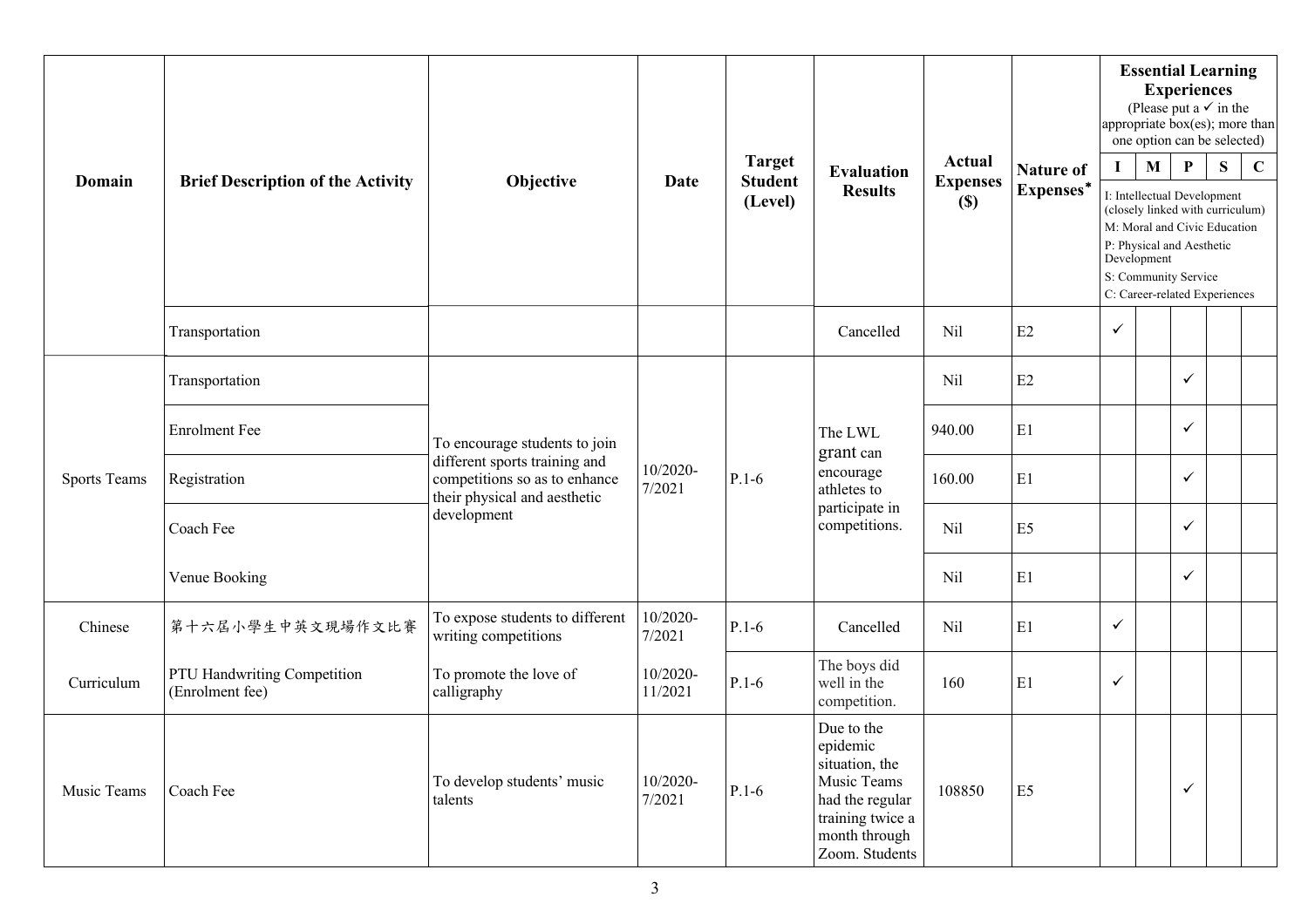| Domain | Brief Description of the Activity | Objective | Date | Target Student (Level) | Evaluation Results | Actual Expenses ($) | Nature of Expenses* | Essential Learning Experiences (Please put a ✓ in the appropriate box(es); more than one option can be selected) | | | | |
|---|---|---|---|---|---|---|---|---|---|---|---|---|
| | | | | | | | | I | M | P | S | C |
| | | | | | | | | I: Intellectual Development (closely linked with curriculum) M: Moral and Civic Education P: Physical and Aesthetic Development S: Community Service C: Career-related Experiences | | | | |
| | Transportation | | | | Cancelled | Nil | E2 | ✓ | | | | |
| Sports Teams | Transportation | To encourage students to join different sports training and competitions so as to enhance their physical and aesthetic development | 10/2020-7/2021 | P.1-6 | The LWL grant can encourage athletes to participate in competitions. | Nil | E2 | | | ✓ | | |
| | Enrolment Fee | | | | | 940.00 | E1 | | | ✓ | | |
| | Registration | | | | | 160.00 | E1 | | | ✓ | | |
| | Coach Fee | | | | | Nil | E5 | | | ✓ | | |
| | Venue Booking | | | | | Nil | E1 | | | ✓ | | |
| Chinese | 第十六屆小學生中英文現場作文比賽 | To expose students to different writing competitions | 10/2020-7/2021 | P.1-6 | Cancelled | Nil | E1 | ✓ | | | | |
| Curriculum | PTU Handwriting Competition (Enrolment fee) | To promote the love of calligraphy | 10/2020-11/2021 | P.1-6 | The boys did well in the competition. | 160 | E1 | ✓ | | | | |
| Music Teams | Coach Fee | To develop students' music talents | 10/2020-7/2021 | P.1-6 | Due to the epidemic situation, the Music Teams had the regular training twice a month through Zoom. Students | 108850 | E5 | | | ✓ | | |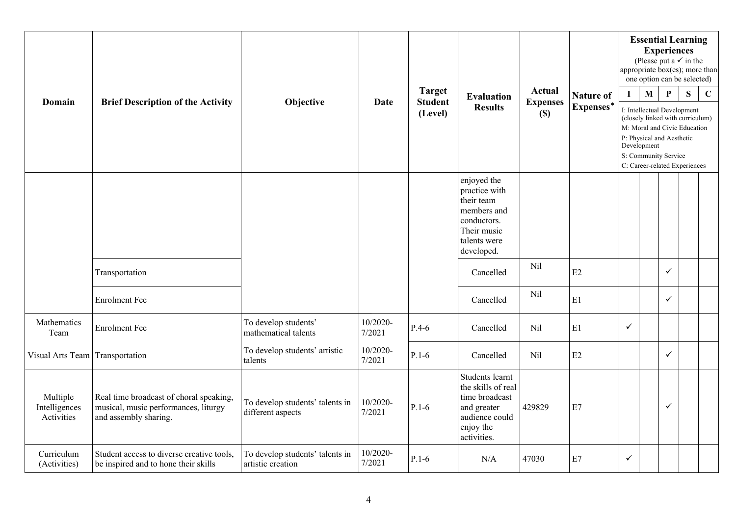| Domain | Brief Description of the Activity | Objective | Date | Target Student (Level) | Evaluation Results | Actual Expenses ($) | Nature of Expenses* | Essential Learning Experiences (Please put a ✓ in the appropriate box(es); more than one option can be selected) | | | | |
|---|---|---|---|---|---|---|---|---|---|---|---|---|
| | | | | | | | | I | M | P | S | C |
| | | | | | | | | I: Intellectual Development (closely linked with curriculum) M: Moral and Civic Education P: Physical and Aesthetic Development S: Community Service C: Career-related Experiences | | | | |
| | | | | | enjoyed the practice with their team members and conductors. Their music talents were developed. | | | | | | | |
| | Transportation | | | | Cancelled | Nil | E2 | | | ✓ | | |
| | Enrolment Fee | | | | Cancelled | Nil | E1 | | | ✓ | | |
| Mathematics Team | Enrolment Fee | To develop students' mathematical talents | 10/2020-7/2021 | P.4-6 | Cancelled | Nil | E1 | ✓ | | | | |
| Visual Arts Team | Transportation | To develop students' artistic talents | 10/2020-7/2021 | P.1-6 | Cancelled | Nil | E2 | | | ✓ | | |
| Multiple Intelligences Activities | Real time broadcast of choral speaking, musical, music performances, liturgy and assembly sharing. | To develop students' talents in different aspects | 10/2020-7/2021 | P.1-6 | Students learnt the skills of real time broadcast and greater audience could enjoy the activities. | 429829 | E7 | | | ✓ | | |
| Curriculum (Activities) | Student access to diverse creative tools, be inspired and to hone their skills | To develop students' talents in artistic creation | 10/2020-7/2021 | P.1-6 | N/A | 47030 | E7 | ✓ | | | | |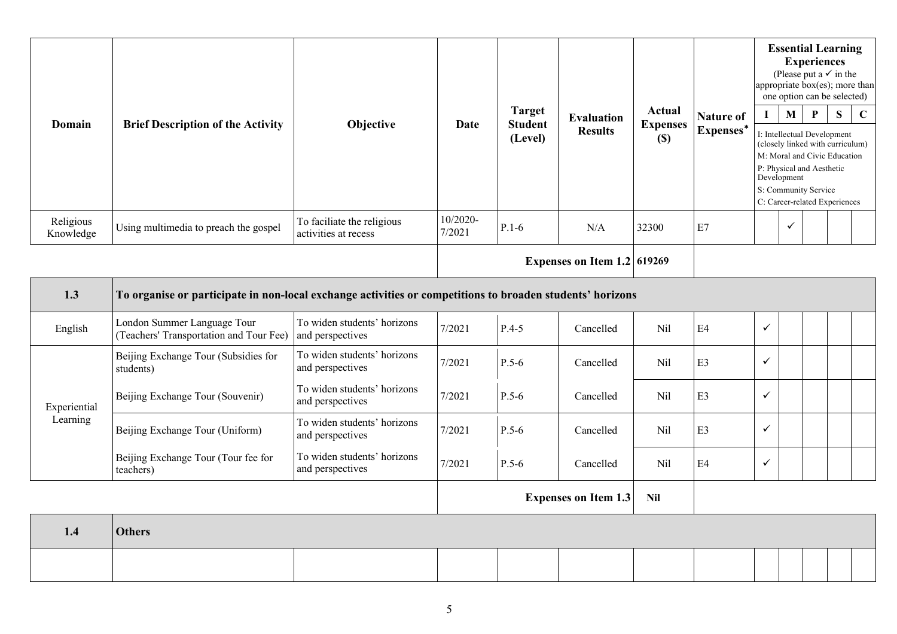| Domain | Brief Description of the Activity | Objective | Date | Target Student (Level) | Evaluation Results | Actual Expenses ($) | Nature of Expenses* | Essential Learning Experiences (Please put a ✓ in the appropriate box(es); more than one option can be selected) | | | | |
|---|---|---|---|---|---|---|---|---|---|---|---|---|
| | | | | | | | | I | M | P | S | C |
| | | | | | | | | I: Intellectual Development (closely linked with curriculum) M: Moral and Civic Education P: Physical and Aesthetic Development S: Community Service C: Career-related Experiences | | | | |
| Religious Knowledge | Using multimedia to preach the gospel | To faciliate the religious activities at recess | 10/2020-7/2021 | P.1-6 | N/A | 32300 | E7 | | ✓ | | | |
| | | | | | **Expenses on Item 1.2** | **619269** | | | | | | |
| **1.3** | **To organise or participate in non-local exchange activities or competitions to broaden students' horizons** | | | | | | | | | | | |
| English | London Summer Language Tour (Teachers' Transportation and Tour Fee) | To widen students' horizons and perspectives | 7/2021 | P.4-5 | Cancelled | Nil | E4 | ✓ | | | | |
| Experiential Learning | Beijing Exchange Tour (Subsidies for students) | To widen students' horizons and perspectives | 7/2021 | P.5-6 | Cancelled | Nil | E3 | ✓ | | | | |
| | Beijing Exchange Tour (Souvenir) | To widen students' horizons and perspectives | 7/2021 | P.5-6 | Cancelled | Nil | E3 | ✓ | | | | |
| | Beijing Exchange Tour (Uniform) | To widen students' horizons and perspectives | 7/2021 | P.5-6 | Cancelled | Nil | E3 | ✓ | | | | |
| | Beijing Exchange Tour (Tour fee for teachers) | To widen students' horizons and perspectives | 7/2021 | P.5-6 | Cancelled | Nil | E4 | ✓ | | | | |
| | | | | | **Expenses on Item 1.3** | **Nil** | | | | | | |
| **1.4** | **Others** | | | | | | | | | | | |
| | | | | | | | | | | | | |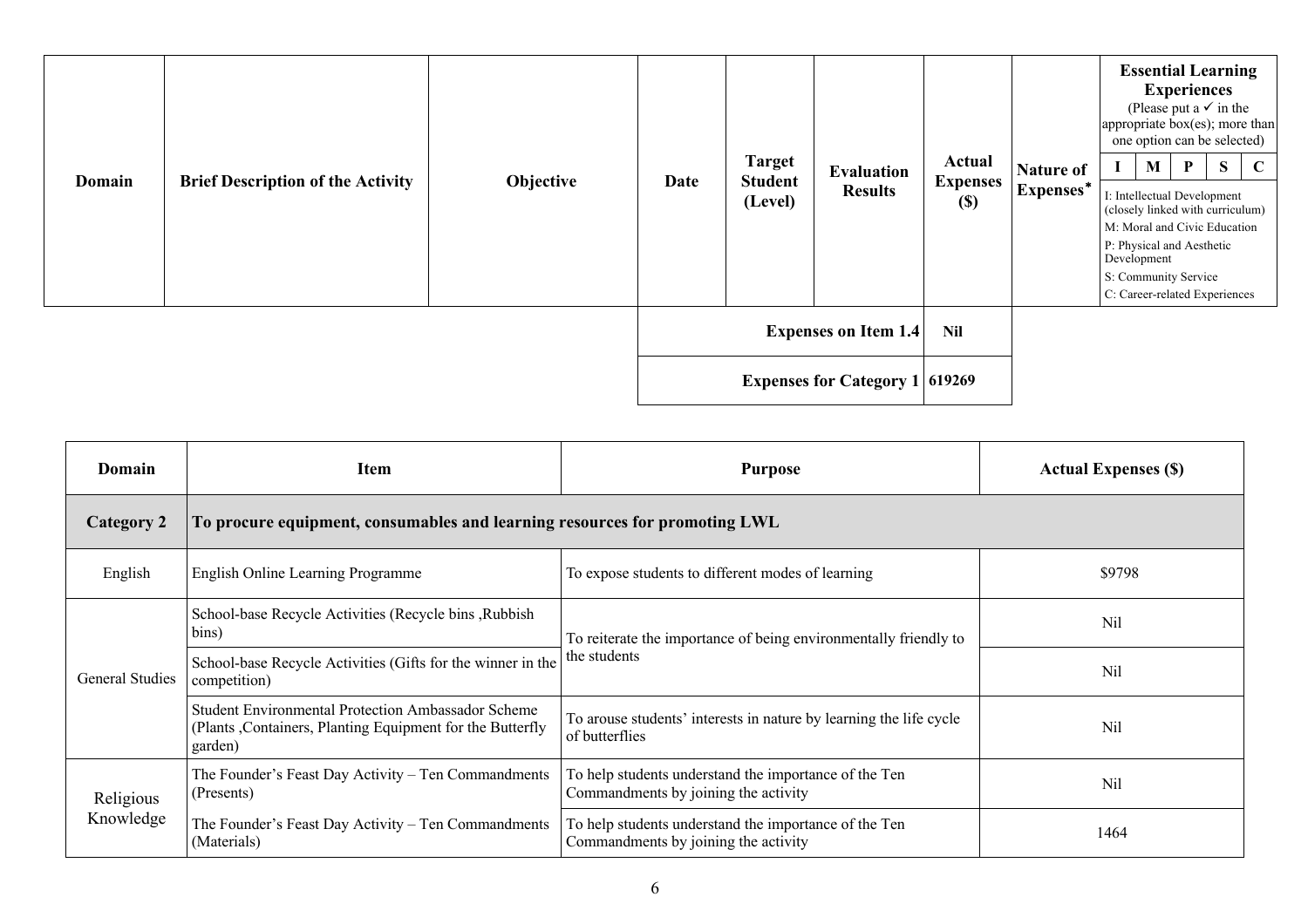| Domain | Brief Description of the Activity | Objective | Date | Target Student (Level) | Evaluation Results | Actual Expenses ($) | Nature of Expenses* | Essential Learning Experiences (Please put a ✓ in the appropriate box(es); more than one option can be selected) | | | | |
|---|---|---|---|---|---|---|---|---|---|---|---|---|
| | | | | | | | | I | M | P | S | C |
| | | | | | | | | I: Intellectual Development (closely linked with curriculum) M: Moral and Civic Education P: Physical and Aesthetic Development S: Community Service C: Career-related Experiences | | | | |
| | | | **Expenses on Item 1.4** | | | **Nil** | | | | | | |
| | | | **Expenses for Category 1** | | | **619269** | | | | | | |

| Domain | Item | Purpose | Actual Expenses ($) |
|---|---|---|---|
| **Category 2** | **To procure equipment, consumables and learning resources for promoting LWL** | | |
| English | English Online Learning Programme | To expose students to different modes of learning | $9798 |
| General Studies | School-base Recycle Activities (Recycle bins ,Rubbish bins) | To reiterate the importance of being environmentally friendly to the students | Nil |
| | School-base Recycle Activities (Gifts for the winner in the competition) | | Nil |
| | Student Environmental Protection Ambassador Scheme (Plants ,Containers, Planting Equipment for the Butterfly garden) | To arouse students' interests in nature by learning the life cycle of butterflies | Nil |
| Religious Knowledge | The Founder's Feast Day Activity – Ten Commandments (Presents) | To help students understand the importance of the Ten Commandments by joining the activity | Nil |
| | The Founder's Feast Day Activity – Ten Commandments (Materials) | To help students understand the importance of the Ten Commandments by joining the activity | 1464 |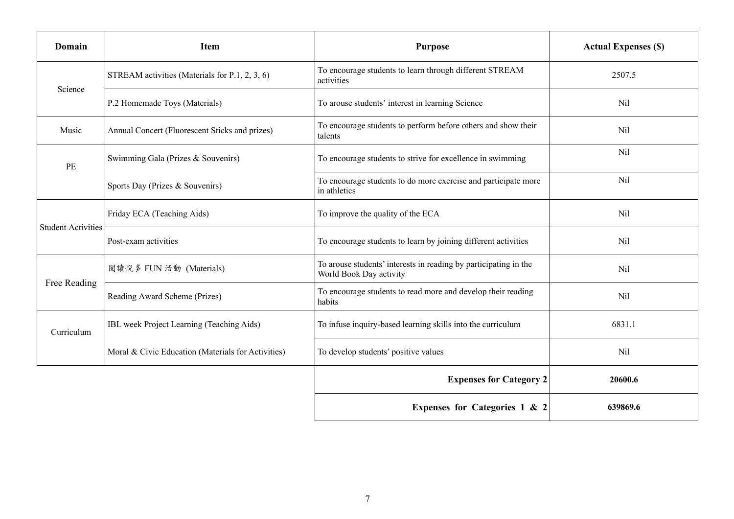| Domain | Item | Purpose | Actual Expenses ($) |
| --- | --- | --- | --- |
| Science | STREAM activities (Materials for P.1, 2, 3, 6) | To encourage students to learn through different STREAM activities | 2507.5 |
| | P.2 Homemade Toys (Materials) | To arouse students' interest in learning Science | Nil |
| Music | Annual Concert (Fluorescent Sticks and prizes) | To encourage students to perform before others and show their talents | Nil |
| PE | Swimming Gala (Prizes & Souvenirs) | To encourage students to strive for excellence in swimming | Nil |
| | Sports Day (Prizes & Souvenirs) | To encourage students to do more exercise and participate more in athletics | Nil |
| Student Activities | Friday ECA (Teaching Aids) | To improve the quality of the ECA | Nil |
| | Post-exam activities | To encourage students to learn by joining different activities | Nil |
| Free Reading | 閱讀悅多 FUN 活動 (Materials) | To arouse students' interests in reading by participating in the World Book Day activity | Nil |
| | Reading Award Scheme (Prizes) | To encourage students to read more and develop their reading habits | Nil |
| Curriculum | IBL week Project Learning (Teaching Aids) | To infuse inquiry-based learning skills into the curriculum | 6831.1 |
| | Moral & Civic Education (Materials for Activities) | To develop students' positive values | Nil |
| | | **Expenses for Category 2** | **20600.6** |
| | | **Expenses for Categories 1 & 2** | **639869.6** |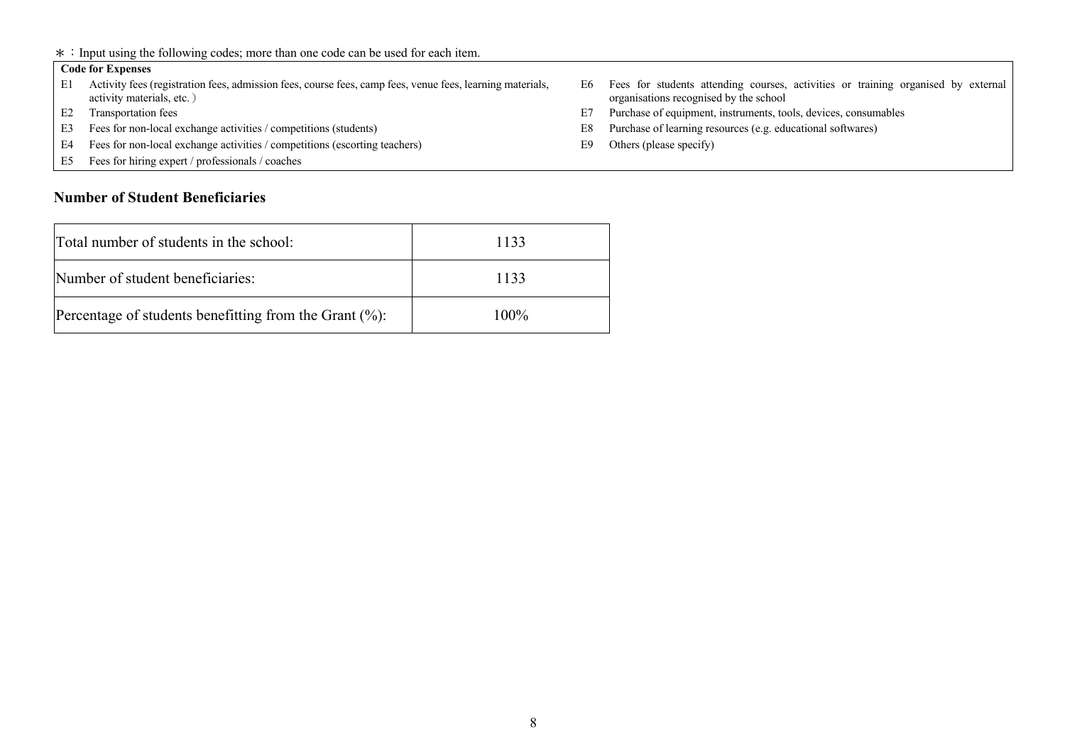*：Input using the following codes; more than one code can be used for each item.

| **Code for Expenses** | | | |
|---|---|---|---|
| E1 | Activity fees (registration fees, admission fees, course fees, camp fees, venue fees, learning materials, activity materials, etc.) | E6 | Fees for students attending courses, activities or training organised by external organisations recognised by the school |
| E2 | Transportation fees | E7 | Purchase of equipment, instruments, tools, devices, consumables |
| E3 | Fees for non-local exchange activities / competitions (students) | E8 | Purchase of learning resources (e.g. educational softwares) |
| E4 | Fees for non-local exchange activities / competitions (escorting teachers) | E9 | Others (please specify) |
| E5 | Fees for hiring expert / professionals / coaches | | |

## Number of Student Beneficiaries

| | |
|---|---|
| Total number of students in the school: | 1133 |
| Number of student beneficiaries: | 1133 |
| Percentage of students benefitting from the Grant (%): | 100% |